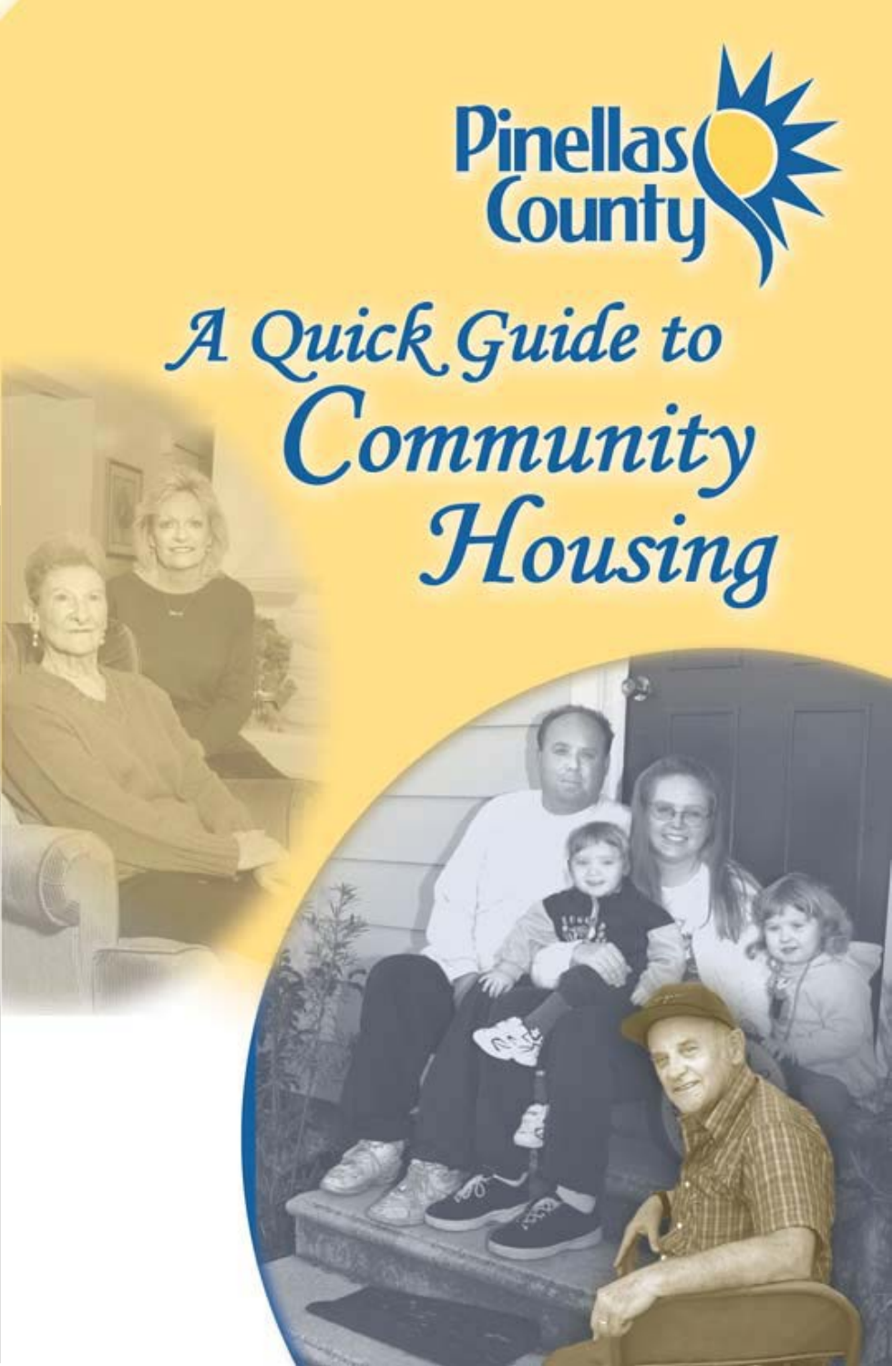Pinellas County

# A Quick Guide to Community Housing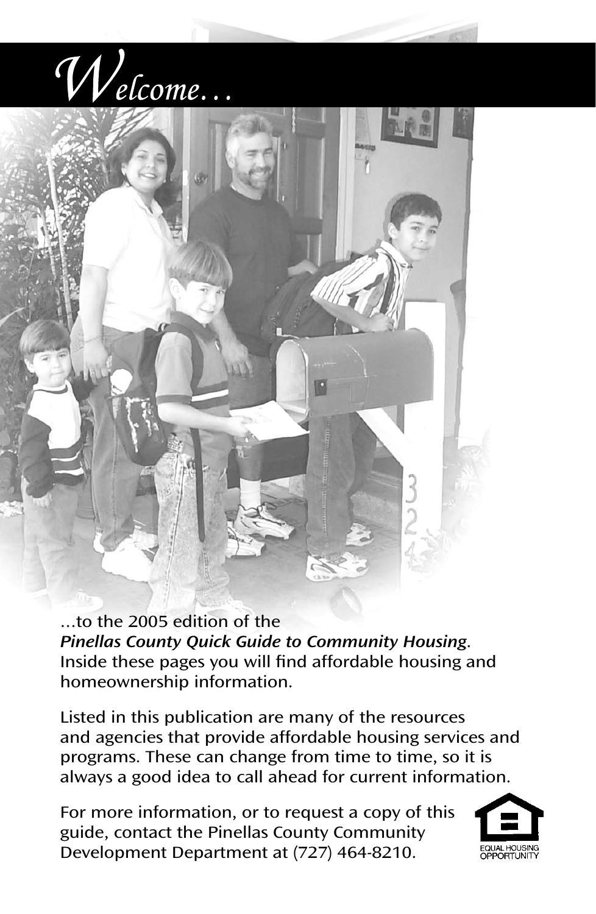# *Welcome…*

…to the 2005 edition of the ***Pinellas County Quick Guide to Community Housing***. Inside these pages you will find affordable housing and homeownership information.

Listed in this publication are many of the resources and agencies that provide affordable housing services and programs. These can change from time to time, so it is always a good idea to call ahead for current information.

For more information, or to request a copy of this guide, contact the Pinellas County Community Development Department at (727) 464-8210.

EQUAL HOUSING OPPORTUNITY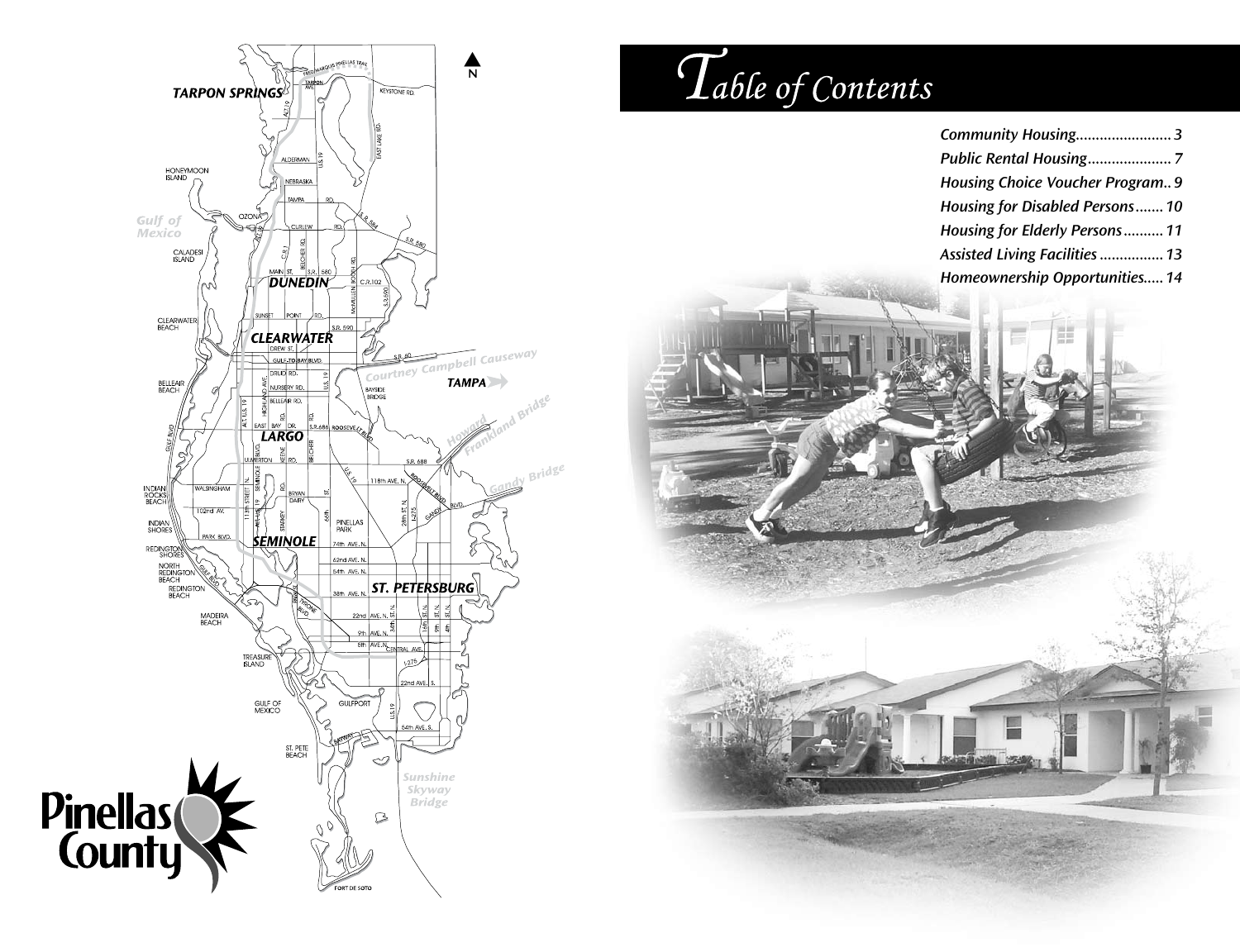# Table of Contents

| | |
|---|---|
| *Community Housing* | 3 |
| *Public Rental Housing* | 7 |
| *Housing Choice Voucher Program* | 9 |
| *Housing for Disabled Persons* | 10 |
| *Housing for Elderly Persons* | 11 |
| *Assisted Living Facilities* | 13 |
| *Homeownership Opportunities* | 14 |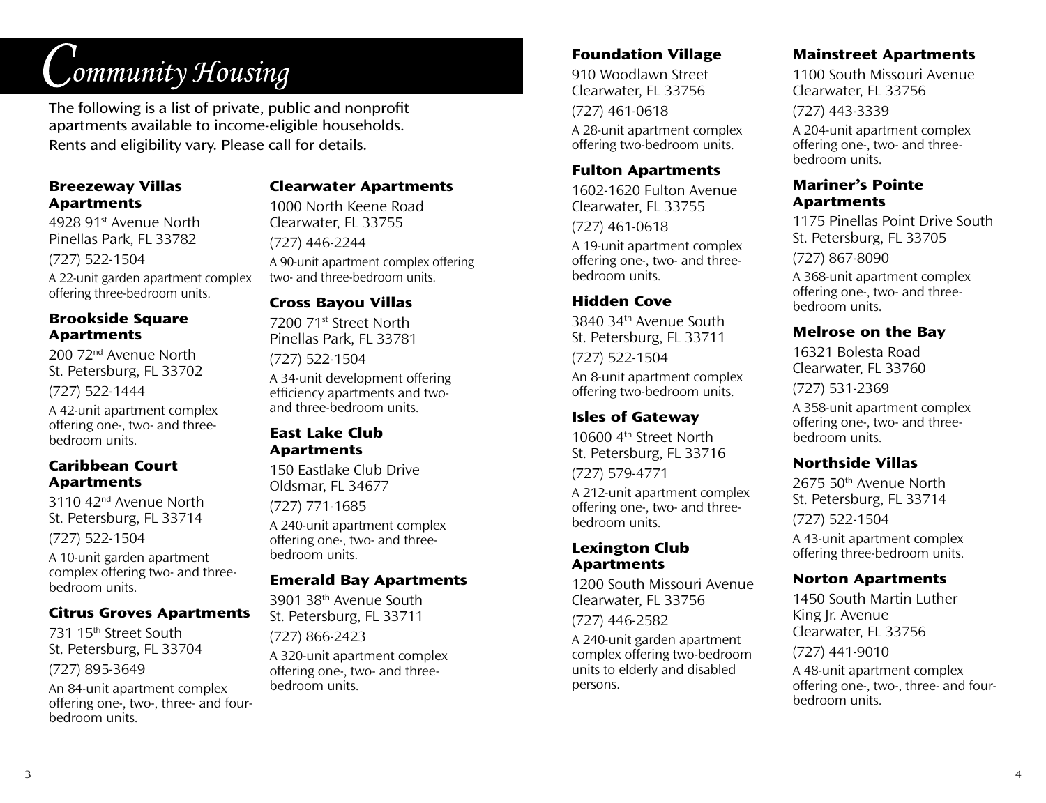# Community Housing

The following is a list of private, public and nonprofit apartments available to income-eligible households. Rents and eligibility vary. Please call for details.

### Breezeway Villas Apartments

4928 91st Avenue North
Pinellas Park, FL 33782

(727) 522-1504

A 22-unit garden apartment complex offering three-bedroom units.

### Brookside Square Apartments

200 72nd Avenue North
St. Petersburg, FL 33702

(727) 522-1444

A 42-unit apartment complex offering one-, two- and three-bedroom units.

### Caribbean Court Apartments

3110 42nd Avenue North
St. Petersburg, FL 33714

(727) 522-1504

A 10-unit garden apartment complex offering two- and three-bedroom units.

### Citrus Groves Apartments

731 15th Street South
St. Petersburg, FL 33704

(727) 895-3649

An 84-unit apartment complex offering one-, two-, three- and four-bedroom units.

### Clearwater Apartments

1000 North Keene Road
Clearwater, FL 33755

(727) 446-2244

A 90-unit apartment complex offering two- and three-bedroom units.

### Cross Bayou Villas

7200 71st Street North
Pinellas Park, FL 33781

(727) 522-1504

A 34-unit development offering efficiency apartments and two- and three-bedroom units.

### East Lake Club Apartments

150 Eastlake Club Drive
Oldsmar, FL 34677

(727) 771-1685

A 240-unit apartment complex offering one-, two- and three-bedroom units.

### Emerald Bay Apartments

3901 38th Avenue South
St. Petersburg, FL 33711

(727) 866-2423

A 320-unit apartment complex offering one-, two- and three-bedroom units.

### Foundation Village

910 Woodlawn Street
Clearwater, FL 33756

(727) 461-0618

A 28-unit apartment complex offering two-bedroom units.

### Fulton Apartments

1602-1620 Fulton Avenue
Clearwater, FL 33755

(727) 461-0618

A 19-unit apartment complex offering one-, two- and three-bedroom units.

### Hidden Cove

3840 34th Avenue South
St. Petersburg, FL 33711

(727) 522-1504

An 8-unit apartment complex offering two-bedroom units.

### Isles of Gateway

10600 4th Street North
St. Petersburg, FL 33716

(727) 579-4771

A 212-unit apartment complex offering one-, two- and three-bedroom units.

### Lexington Club Apartments

1200 South Missouri Avenue
Clearwater, FL 33756

(727) 446-2582

A 240-unit garden apartment complex offering two-bedroom units to elderly and disabled persons.

### Mainstreet Apartments

1100 South Missouri Avenue
Clearwater, FL 33756

(727) 443-3339

A 204-unit apartment complex offering one-, two- and three-bedroom units.

### Mariner's Pointe Apartments

1175 Pinellas Point Drive South
St. Petersburg, FL 33705

(727) 867-8090

A 368-unit apartment complex offering one-, two- and three-bedroom units.

### Melrose on the Bay

16321 Bolesta Road
Clearwater, FL 33760

(727) 531-2369

A 358-unit apartment complex offering one-, two- and three-bedroom units.

### Northside Villas

2675 50th Avenue North
St. Petersburg, FL 33714

(727) 522-1504

A 43-unit apartment complex offering three-bedroom units.

### Norton Apartments

1450 South Martin Luther King Jr. Avenue
Clearwater, FL 33756

(727) 441-9010

A 48-unit apartment complex offering one-, two-, three- and four-bedroom units.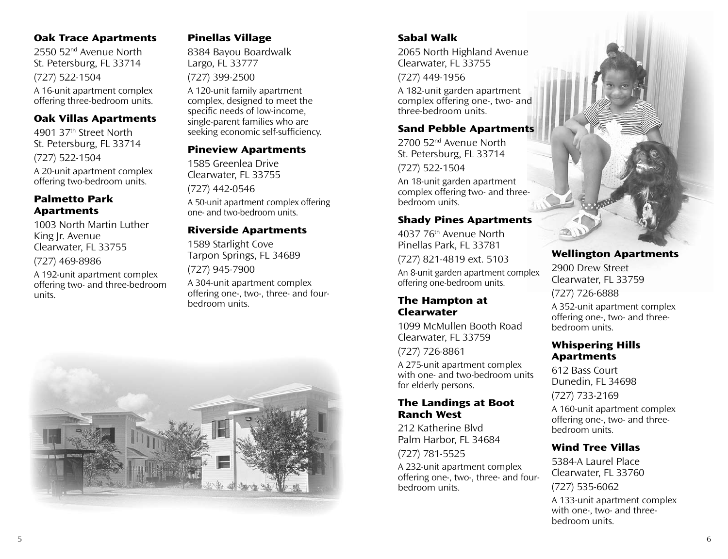### Oak Trace Apartments

2550 52nd Avenue North
St. Petersburg, FL 33714

(727) 522-1504

A 16-unit apartment complex offering three-bedroom units.

### Oak Villas Apartments

4901 37th Street North
St. Petersburg, FL 33714

(727) 522-1504

A 20-unit apartment complex offering two-bedroom units.

### Palmetto Park Apartments

1003 North Martin Luther King Jr. Avenue
Clearwater, FL 33755

(727) 469-8986

A 192-unit apartment complex offering two- and three-bedroom units.

### Pinellas Village

8384 Bayou Boardwalk
Largo, FL 33777

(727) 399-2500

A 120-unit family apartment complex, designed to meet the specific needs of low-income, single-parent families who are seeking economic self-sufficiency.

### Pineview Apartments

1585 Greenlea Drive
Clearwater, FL 33755

(727) 442-0546

A 50-unit apartment complex offering one- and two-bedroom units.

### Riverside Apartments

1589 Starlight Cove
Tarpon Springs, FL 34689

(727) 945-7900

A 304-unit apartment complex offering one-, two-, three- and four-bedroom units.

### Sabal Walk

2065 North Highland Avenue
Clearwater, FL 33755

(727) 449-1956

A 182-unit garden apartment complex offering one-, two- and three-bedroom units.

### Sand Pebble Apartments

2700 52nd Avenue North
St. Petersburg, FL 33714

(727) 522-1504

An 18-unit garden apartment complex offering two- and three-bedroom units.

### Shady Pines Apartments

4037 76th Avenue North
Pinellas Park, FL 33781

(727) 821-4819 ext. 5103

An 8-unit garden apartment complex offering one-bedroom units.

### The Hampton at Clearwater

1099 McMullen Booth Road
Clearwater, FL 33759

(727) 726-8861

A 275-unit apartment complex with one- and two-bedroom units for elderly persons.

### The Landings at Boot Ranch West

212 Katherine Blvd
Palm Harbor, FL 34684

(727) 781-5525

A 232-unit apartment complex offering one-, two-, three- and four-bedroom units.

### Wellington Apartments

2900 Drew Street
Clearwater, FL 33759

(727) 726-6888

A 352-unit apartment complex offering one-, two- and three-bedroom units.

### Whispering Hills Apartments

612 Bass Court
Dunedin, FL 34698

(727) 733-2169

A 160-unit apartment complex offering one-, two- and three-bedroom units.

### Wind Tree Villas

5384-A Laurel Place
Clearwater, FL 33760

(727) 535-6062

A 133-unit apartment complex with one-, two- and three-bedroom units.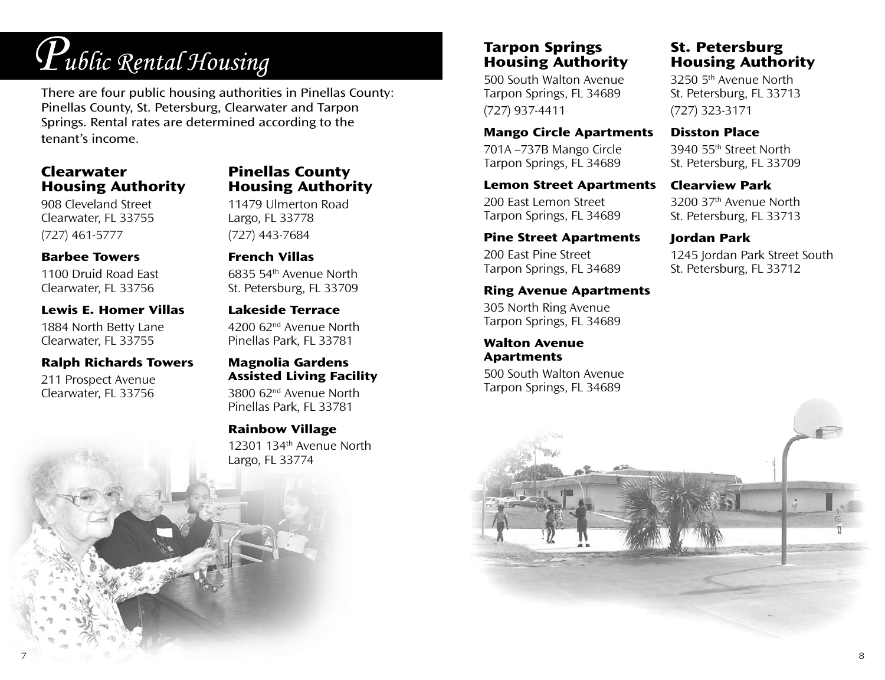# Public Rental Housing

There are four public housing authorities in Pinellas County: Pinellas County, St. Petersburg, Clearwater and Tarpon Springs. Rental rates are determined according to the tenant's income.

## Clearwater Housing Authority

908 Cleveland Street
Clearwater, FL 33755
(727) 461-5777

### Barbee Towers

1100 Druid Road East
Clearwater, FL 33756

### Lewis E. Homer Villas

1884 North Betty Lane
Clearwater, FL 33755

### Ralph Richards Towers

211 Prospect Avenue
Clearwater, FL 33756

## Pinellas County Housing Authority

11479 Ulmerton Road
Largo, FL 33778
(727) 443-7684

### French Villas

6835 54th Avenue North
St. Petersburg, FL 33709

### Lakeside Terrace

4200 62nd Avenue North
Pinellas Park, FL 33781

### Magnolia Gardens Assisted Living Facility

3800 62nd Avenue North
Pinellas Park, FL 33781

### Rainbow Village

12301 134th Avenue North
Largo, FL 33774

## Tarpon Springs Housing Authority

500 South Walton Avenue
Tarpon Springs, FL 34689
(727) 937-4411

### Mango Circle Apartments

701A –737B Mango Circle
Tarpon Springs, FL 34689

### Lemon Street Apartments

200 East Lemon Street
Tarpon Springs, FL 34689

### Pine Street Apartments

200 East Pine Street
Tarpon Springs, FL 34689

### Ring Avenue Apartments

305 North Ring Avenue
Tarpon Springs, FL 34689

### Walton Avenue Apartments

500 South Walton Avenue
Tarpon Springs, FL 34689

## St. Petersburg Housing Authority

3250 5th Avenue North
St. Petersburg, FL 33713
(727) 323-3171

### Disston Place

3940 55th Street North
St. Petersburg, FL 33709

### Clearview Park

3200 37th Avenue North
St. Petersburg, FL 33713

### Jordan Park

1245 Jordan Park Street South
St. Petersburg, FL 33712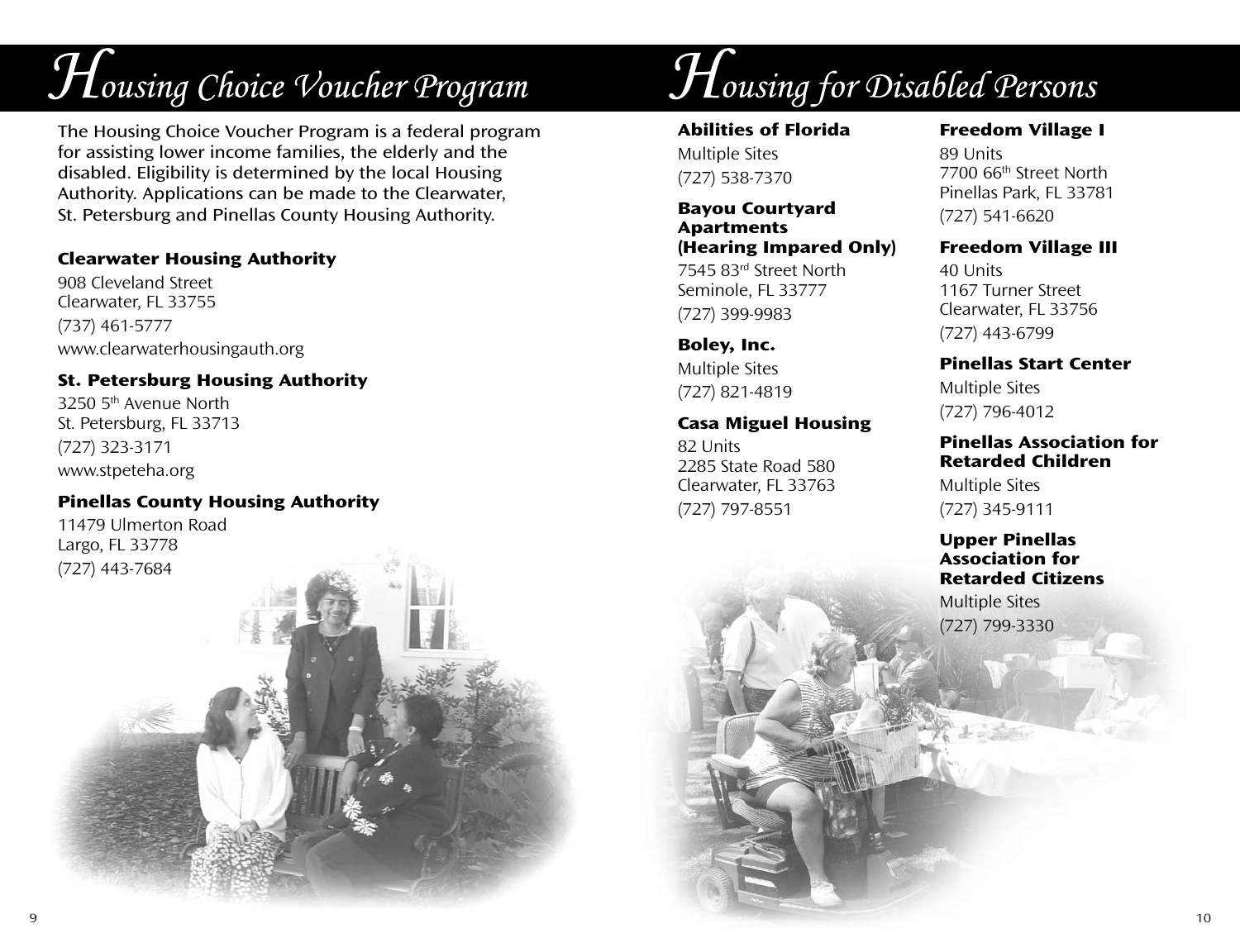# Housing Choice Voucher Program

The Housing Choice Voucher Program is a federal program for assisting lower income families, the elderly and the disabled. Eligibility is determined by the local Housing Authority. Applications can be made to the Clearwater, St. Petersburg and Pinellas County Housing Authority.

### Clearwater Housing Authority

908 Cleveland Street
Clearwater, FL 33755
(737) 461-5777
www.clearwaterhousingauth.org

### St. Petersburg Housing Authority

3250 5th Avenue North
St. Petersburg, FL 33713
(727) 323-3171
www.stpeteha.org

### Pinellas County Housing Authority

11479 Ulmerton Road
Largo, FL 33778
(727) 443-7684

# Housing for Disabled Persons

### Abilities of Florida

Multiple Sites
(727) 538-7370

### Bayou Courtyard Apartments (Hearing Impared Only)

7545 83rd Street North
Seminole, FL 33777
(727) 399-9983

### Boley, Inc.

Multiple Sites
(727) 821-4819

### Casa Miguel Housing

82 Units
2285 State Road 580
Clearwater, FL 33763
(727) 797-8551

### Freedom Village I

89 Units
7700 66th Street North
Pinellas Park, FL 33781
(727) 541-6620

### Freedom Village III

40 Units
1167 Turner Street
Clearwater, FL 33756
(727) 443-6799

### Pinellas Start Center

Multiple Sites
(727) 796-4012

### Pinellas Association for Retarded Children

Multiple Sites
(727) 345-9111

### Upper Pinellas Association for Retarded Citizens

Multiple Sites
(727) 799-3330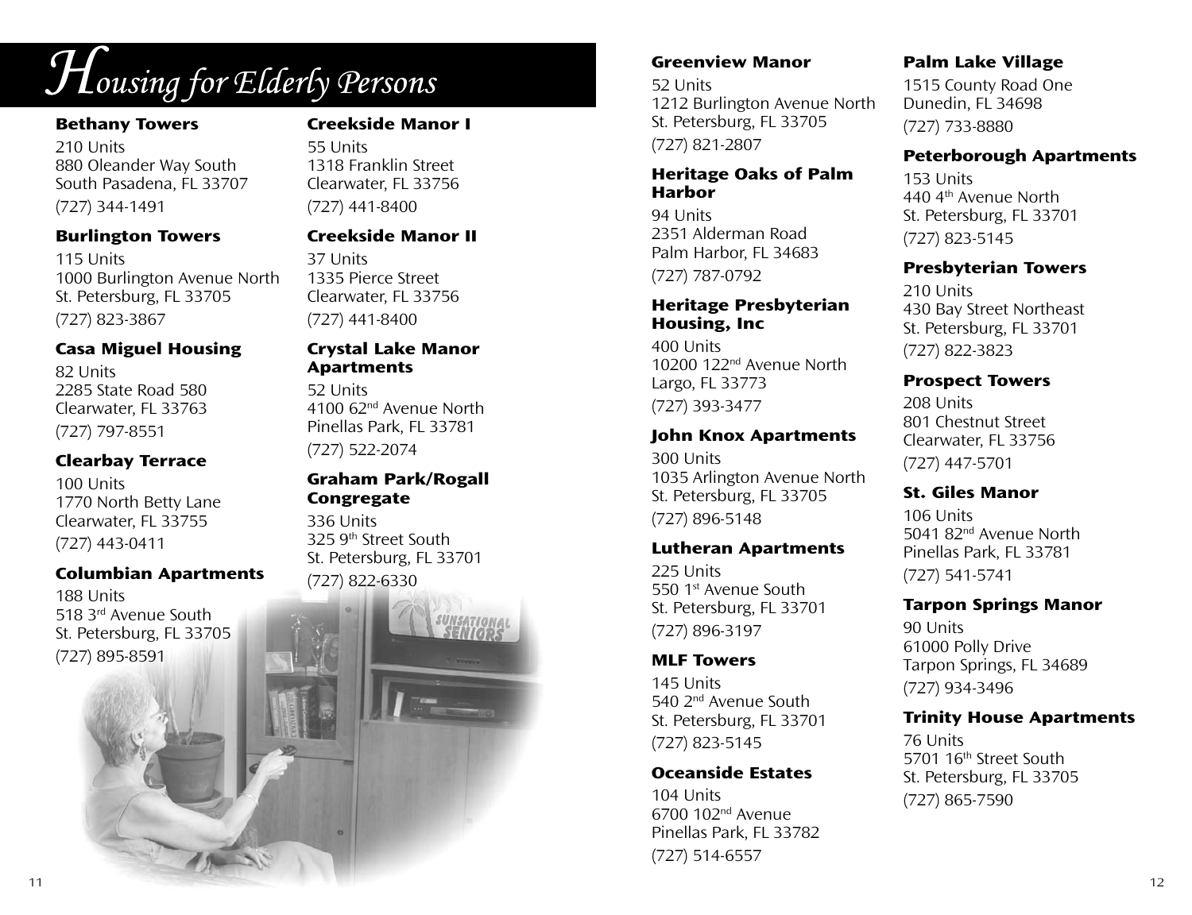# Housing for Elderly Persons

### Bethany Towers

210 Units
880 Oleander Way South
South Pasadena, FL 33707
(727) 344-1491

### Burlington Towers

115 Units
1000 Burlington Avenue North
St. Petersburg, FL 33705
(727) 823-3867

### Casa Miguel Housing

82 Units
2285 State Road 580
Clearwater, FL 33763
(727) 797-8551

### Clearbay Terrace

100 Units
1770 North Betty Lane
Clearwater, FL 33755
(727) 443-0411

### Columbian Apartments

188 Units
518 3rd Avenue South
St. Petersburg, FL 33705
(727) 895-8591

### Creekside Manor I

55 Units
1318 Franklin Street
Clearwater, FL 33756
(727) 441-8400

### Creekside Manor II

37 Units
1335 Pierce Street
Clearwater, FL 33756
(727) 441-8400

### Crystal Lake Manor Apartments

52 Units
4100 62nd Avenue North
Pinellas Park, FL 33781
(727) 522-2074

### Graham Park/Rogall Congregate

336 Units
325 9th Street South
St. Petersburg, FL 33701
(727) 822-6330

### Greenview Manor

52 Units
1212 Burlington Avenue North
St. Petersburg, FL 33705
(727) 821-2807

### Heritage Oaks of Palm Harbor

94 Units
2351 Alderman Road
Palm Harbor, FL 34683
(727) 787-0792

### Heritage Presbyterian Housing, Inc

400 Units
10200 122nd Avenue North
Largo, FL 33773
(727) 393-3477

### John Knox Apartments

300 Units
1035 Arlington Avenue North
St. Petersburg, FL 33705
(727) 896-5148

### Lutheran Apartments

225 Units
550 1st Avenue South
St. Petersburg, FL 33701
(727) 896-3197

### MLF Towers

145 Units
540 2nd Avenue South
St. Petersburg, FL 33701
(727) 823-5145

### Oceanside Estates

104 Units
6700 102nd Avenue
Pinellas Park, FL 33782
(727) 514-6557

### Palm Lake Village

1515 County Road One
Dunedin, FL 34698
(727) 733-8880

### Peterborough Apartments

153 Units
440 4th Avenue North
St. Petersburg, FL 33701
(727) 823-5145

### Presbyterian Towers

210 Units
430 Bay Street Northeast
St. Petersburg, FL 33701
(727) 822-3823

### Prospect Towers

208 Units
801 Chestnut Street
Clearwater, FL 33756
(727) 447-5701

### St. Giles Manor

106 Units
5041 82nd Avenue North
Pinellas Park, FL 33781
(727) 541-5741

### Tarpon Springs Manor

90 Units
61000 Polly Drive
Tarpon Springs, FL 34689
(727) 934-3496

### Trinity House Apartments

76 Units
5701 16th Street South
St. Petersburg, FL 33705
(727) 865-7590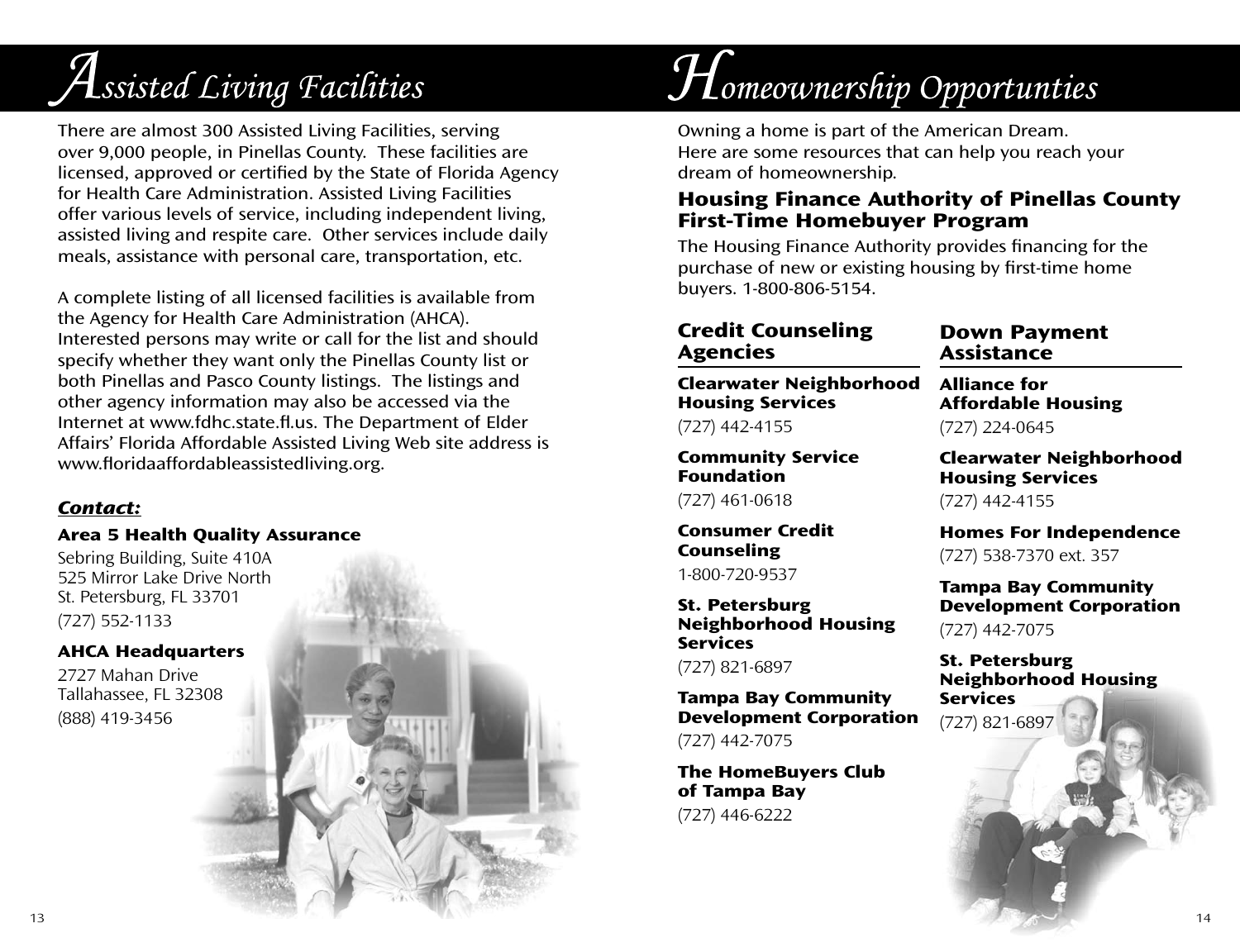# Assisted Living Facilities

There are almost 300 Assisted Living Facilities, serving over 9,000 people, in Pinellas County. These facilities are licensed, approved or certified by the State of Florida Agency for Health Care Administration. Assisted Living Facilities offer various levels of service, including independent living, assisted living and respite care. Other services include daily meals, assistance with personal care, transportation, etc.

A complete listing of all licensed facilities is available from the Agency for Health Care Administration (AHCA). Interested persons may write or call for the list and should specify whether they want only the Pinellas County list or both Pinellas and Pasco County listings. The listings and other agency information may also be accessed via the Internet at www.fdhc.state.fl.us. The Department of Elder Affairs' Florida Affordable Assisted Living Web site address is www.floridaaffordableassistedliving.org.

***Contact:***

**Area 5 Health Quality Assurance**

Sebring Building, Suite 410A
525 Mirror Lake Drive North
St. Petersburg, FL 33701
(727) 552-1133

**AHCA Headquarters**

2727 Mahan Drive
Tallahassee, FL 32308
(888) 419-3456

# Homeownership Opportunties

Owning a home is part of the American Dream. Here are some resources that can help you reach your dream of homeownership.

## Housing Finance Authority of Pinellas County First-Time Homebuyer Program

The Housing Finance Authority provides financing for the purchase of new or existing housing by first-time home buyers. 1-800-806-5154.

## Credit Counseling Agencies

**Clearwater Neighborhood Housing Services**
(727) 442-4155

**Community Service Foundation**
(727) 461-0618

**Consumer Credit Counseling**
1-800-720-9537

**St. Petersburg Neighborhood Housing Services**
(727) 821-6897

**Tampa Bay Community Development Corporation**
(727) 442-7075

**The HomeBuyers Club of Tampa Bay**
(727) 446-6222

## Down Payment Assistance

**Alliance for Affordable Housing**
(727) 224-0645

**Clearwater Neighborhood Housing Services**
(727) 442-4155

**Homes For Independence**
(727) 538-7370 ext. 357

**Tampa Bay Community Development Corporation**
(727) 442-7075

**St. Petersburg Neighborhood Housing Services**
(727) 821-6897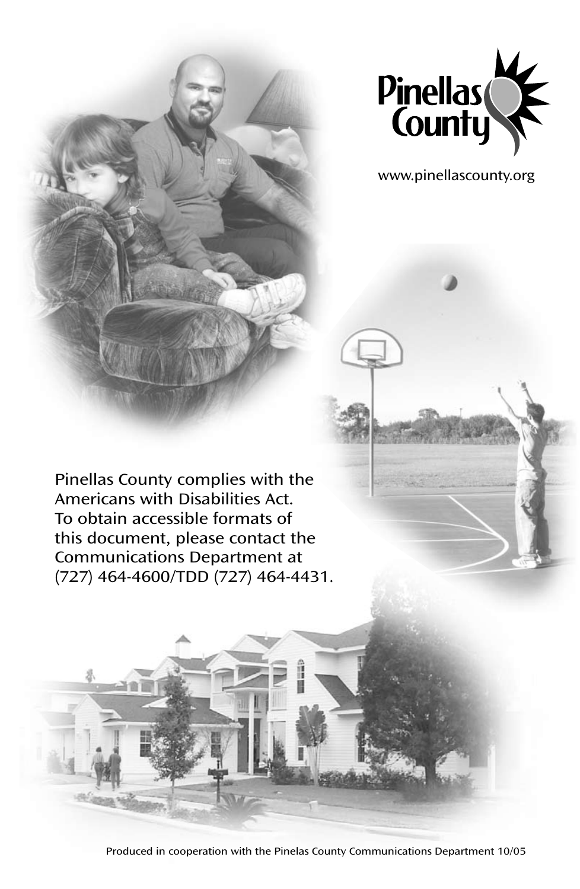Pinellas County

www.pinellascounty.org

Pinellas County complies with the Americans with Disabilities Act. To obtain accessible formats of this document, please contact the Communications Department at (727) 464-4600/TDD (727) 464-4431.

Produced in cooperation with the Pinelas County Communications Department 10/05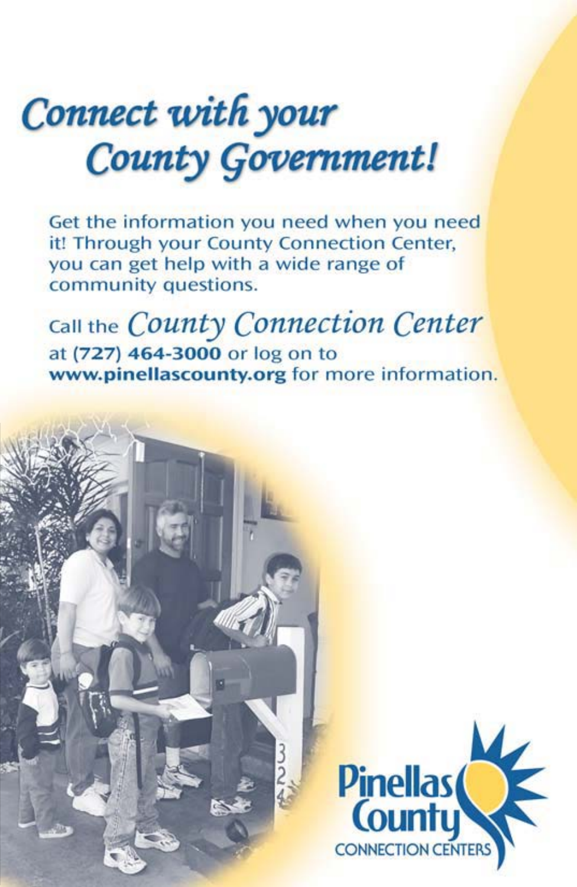# *Connect with your County Government!*

Get the information you need when you need it! Through your County Connection Center, you can get help with a wide range of community questions.

Call the *County Connection Center* at **(727) 464-3000** or log on to **www.pinellascounty.org** for more information.

Pinellas County
CONNECTION CENTERS